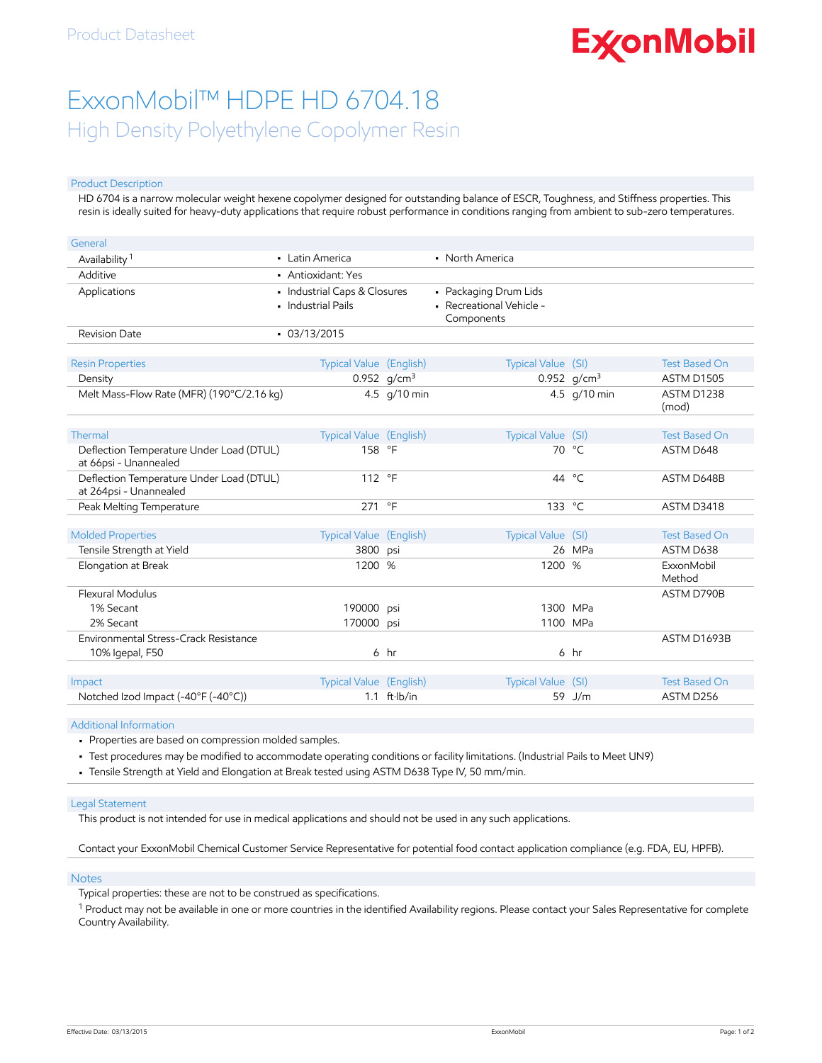Product Datasheet

# ExxonMobil™ HDPE HD 6704.18

## High Density Polyethylene Copolymer Resin

### Product Description

HD 6704 is a narrow molecular weight hexene copolymer designed for outstanding balance of ESCR, Toughness, and Stiffness properties. This resin is ideally suited for heavy-duty applications that require robust performance in conditions ranging from ambient to sub-zero temperatures.

| General | | |
|---|---|---|
| Availability [1] | • Latin America | • North America |
| Additive | • Antioxidant: Yes | |
| Applications | • Industrial Caps & Closures<br>• Industrial Pails | • Packaging Drum Lids<br>• Recreational Vehicle - Components |
| Revision Date | • 03/13/2015 | |

| Resin Properties | Typical Value | (English) | Typical Value | (SI) | Test Based On |
|---|---|---|---|---|---|
| Density | 0.952 | g/cm³ | 0.952 | g/cm³ | ASTM D1505 |
| Melt Mass-Flow Rate (MFR) (190°C/2.16 kg) | 4.5 | g/10 min | 4.5 | g/10 min | ASTM D1238 (mod) |

| Thermal | Typical Value | (English) | Typical Value | (SI) | Test Based On |
|---|---|---|---|---|---|
| Deflection Temperature Under Load (DTUL) at 66psi - Unannealed | 158 | °F | 70 | °C | ASTM D648 |
| Deflection Temperature Under Load (DTUL) at 264psi - Unannealed | 112 | °F | 44 | °C | ASTM D648B |
| Peak Melting Temperature | 271 | °F | 133 | °C | ASTM D3418 |

| Molded Properties | Typical Value | (English) | Typical Value | (SI) | Test Based On |
|---|---|---|---|---|---|
| Tensile Strength at Yield | 3800 | psi | 26 | MPa | ASTM D638 |
| Elongation at Break | 1200 | % | 1200 | % | ExxonMobil Method |
| Flexural Modulus | | | | | ASTM D790B |
| 1% Secant | 190000 | psi | 1300 | MPa | |
| 2% Secant | 170000 | psi | 1100 | MPa | |
| Environmental Stress-Crack Resistance | | | | | ASTM D1693B |
| 10% Igepal, F50 | 6 | hr | 6 | hr | |

| Impact | Typical Value | (English) | Typical Value | (SI) | Test Based On |
|---|---|---|---|---|---|
| Notched Izod Impact (-40°F (-40°C)) | 1.1 | ft·lb/in | 59 | J/m | ASTM D256 |

### Additional Information

- Properties are based on compression molded samples.
- Test procedures may be modified to accommodate operating conditions or facility limitations. (Industrial Pails to Meet UN9)
- Tensile Strength at Yield and Elongation at Break tested using ASTM D638 Type IV, 50 mm/min.

### Legal Statement

This product is not intended for use in medical applications and should not be used in any such applications.

Contact your ExxonMobil Chemical Customer Service Representative for potential food contact application compliance (e.g. FDA, EU, HPFB).

### Notes

Typical properties: these are not to be construed as specifications.

[1] Product may not be available in one or more countries in the identified Availability regions. Please contact your Sales Representative for complete Country Availability.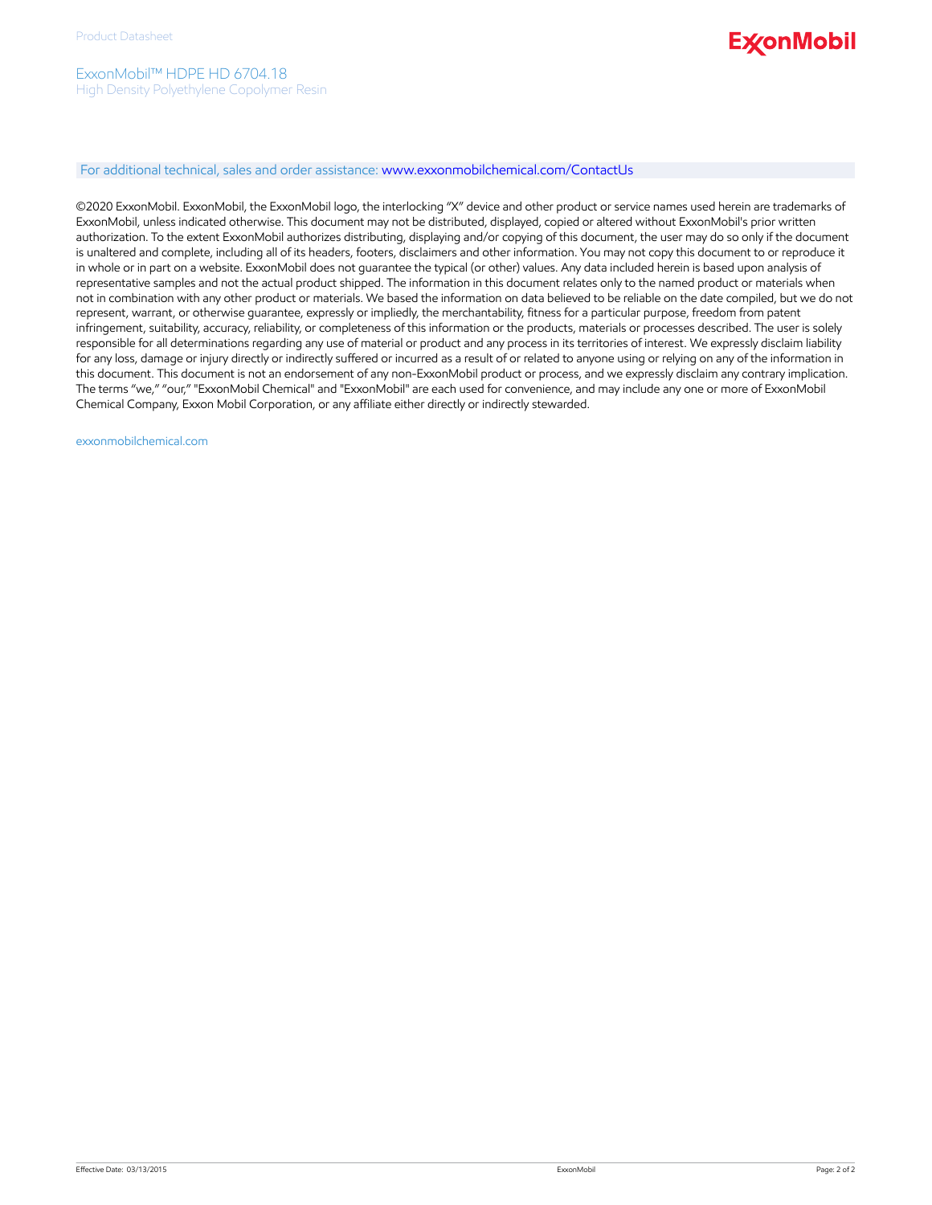For additional technical, sales and order assistance: www.exxonmobilchemical.com/ContactUs

©2020 ExxonMobil. ExxonMobil, the ExxonMobil logo, the interlocking "X" device and other product or service names used herein are trademarks of ExxonMobil, unless indicated otherwise. This document may not be distributed, displayed, copied or altered without ExxonMobil's prior written authorization. To the extent ExxonMobil authorizes distributing, displaying and/or copying of this document, the user may do so only if the document is unaltered and complete, including all of its headers, footers, disclaimers and other information. You may not copy this document to or reproduce it in whole or in part on a website. ExxonMobil does not guarantee the typical (or other) values. Any data included herein is based upon analysis of representative samples and not the actual product shipped. The information in this document relates only to the named product or materials when not in combination with any other product or materials. We based the information on data believed to be reliable on the date compiled, but we do not represent, warrant, or otherwise guarantee, expressly or impliedly, the merchantability, fitness for a particular purpose, freedom from patent infringement, suitability, accuracy, reliability, or completeness of this information or the products, materials or processes described. The user is solely responsible for all determinations regarding any use of material or product and any process in its territories of interest. We expressly disclaim liability for any loss, damage or injury directly or indirectly suffered or incurred as a result of or related to anyone using or relying on any of the information in this document. This document is not an endorsement of any non-ExxonMobil product or process, and we expressly disclaim any contrary implication. The terms "we," "our," "ExxonMobil Chemical" and "ExxonMobil" are each used for convenience, and may include any one or more of ExxonMobil Chemical Company, Exxon Mobil Corporation, or any affiliate either directly or indirectly stewarded.

exxonmobilchemical.com